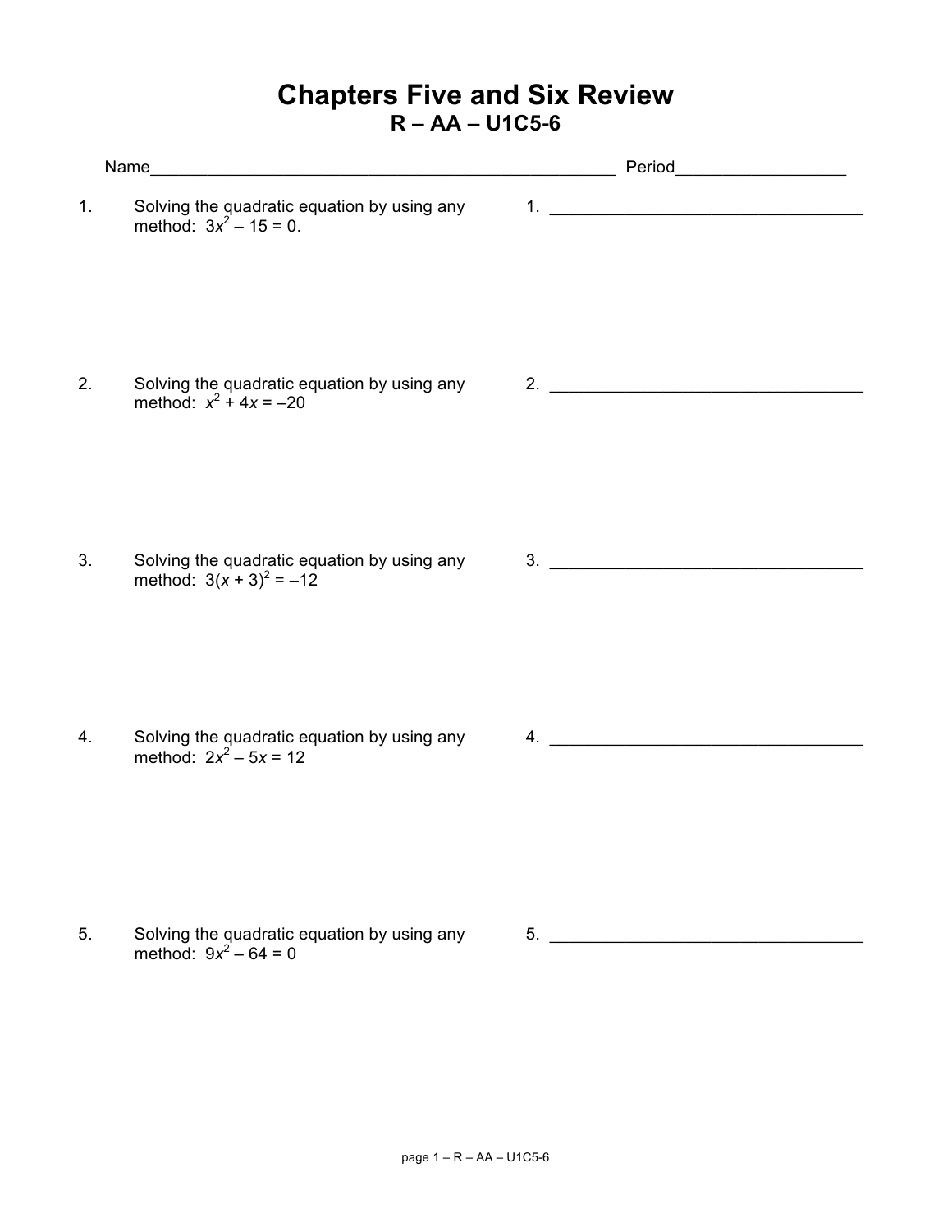# Chapters Five and Six Review

## R – AA – U1C5-6

Name___________________________________________________ Period__________________

1. Solving the quadratic equation by using any method: $3x^2 - 15 = 0$.

   1. __________________________________

2. Solving the quadratic equation by using any method: $x^2 + 4x = -20$

   2. __________________________________

3. Solving the quadratic equation by using any method: $3(x + 3)^2 = -12$

   3. __________________________________

4. Solving the quadratic equation by using any method: $2x^2 - 5x = 12$

   4. __________________________________

5. Solving the quadratic equation by using any method: $9x^2 - 64 = 0$

   5. __________________________________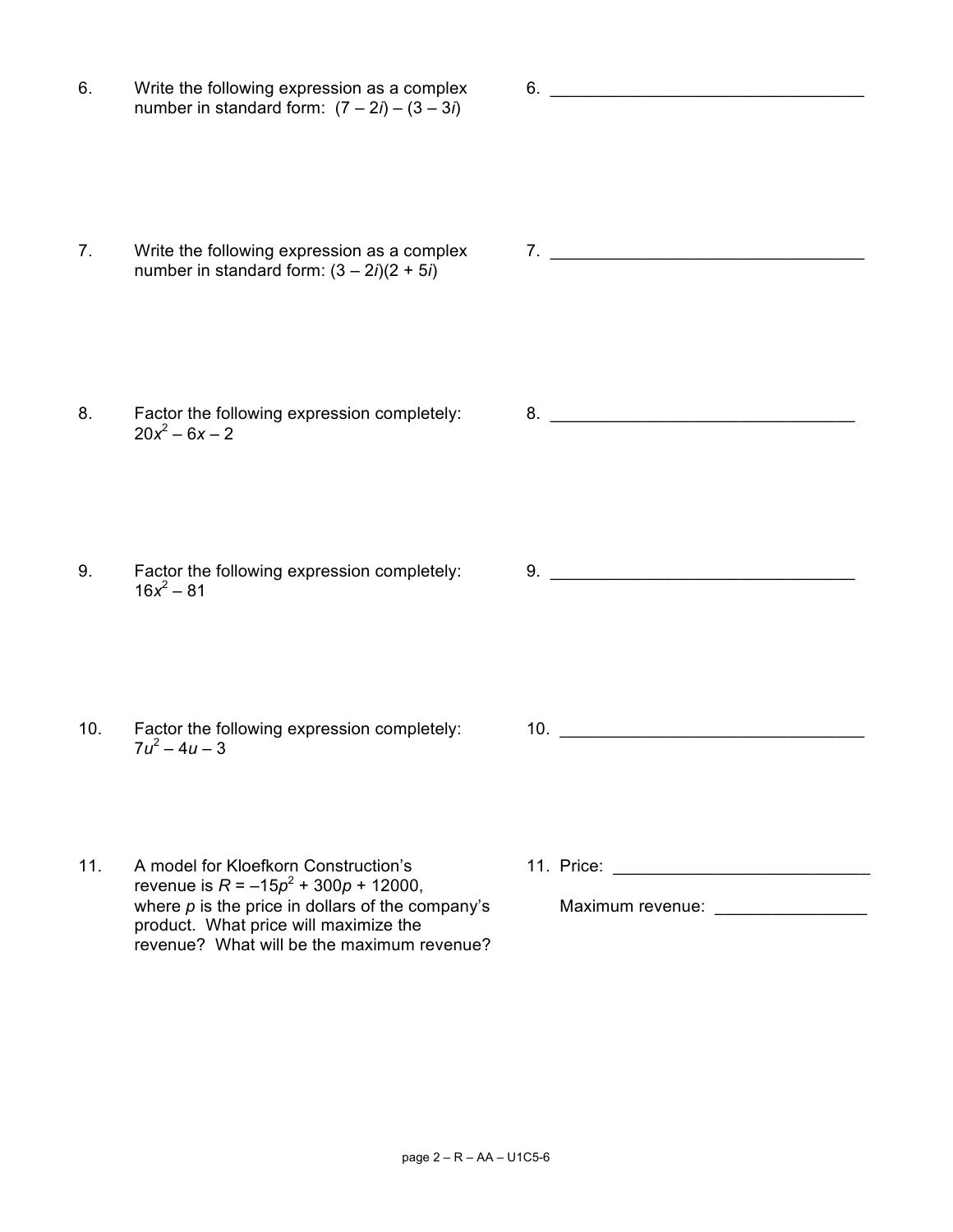6. Write the following expression as a complex number in standard form: $(7 - 2i) - (3 - 3i)$

6. ________________________________

7. Write the following expression as a complex number in standard form: $(3 - 2i)(2 + 5i)$

7. ________________________________

8. Factor the following expression completely: $20x^2 - 6x - 2$

8. ________________________________

9. Factor the following expression completely: $16x^2 - 81$

9. ________________________________

10. Factor the following expression completely: $7u^2 - 4u - 3$

10. ________________________________

11. A model for Kloefkorn Construction's revenue is $R = -15p^2 + 300p + 12000$, where $p$ is the price in dollars of the company's product. What price will maximize the revenue? What will be the maximum revenue?

11. Price: ________________________

Maximum revenue: ______________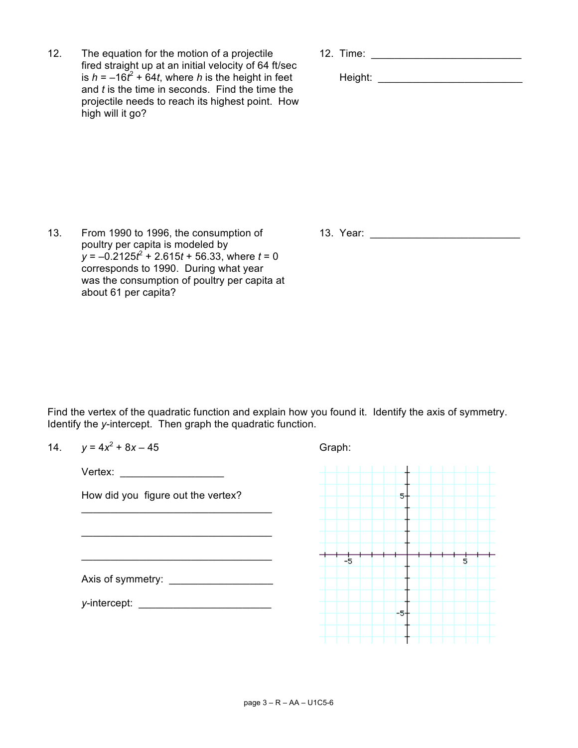12. The equation for the motion of a projectile fired straight up at an initial velocity of 64 ft/sec is $h = -16t^2 + 64t$, where $h$ is the height in feet and $t$ is the time in seconds. Find the time the projectile needs to reach its highest point. How high will it go?

12. Time: ___________________________

Height: ___________________________

13. From 1990 to 1996, the consumption of poultry per capita is modeled by $y = -0.2125t^2 + 2.615t + 56.33$, where $t = 0$ corresponds to 1990. During what year was the consumption of poultry per capita at about 61 per capita?

13. Year: ___________________________

Find the vertex of the quadratic function and explain how you found it. Identify the axis of symmetry. Identify the $y$-intercept. Then graph the quadratic function.

14. $y = 4x^2 + 8x - 45$

Vertex: __________________

How did you figure out the vertex?

__________________________________

__________________________________

__________________________________

Axis of symmetry: __________________

$y$-intercept: ________________________

Graph: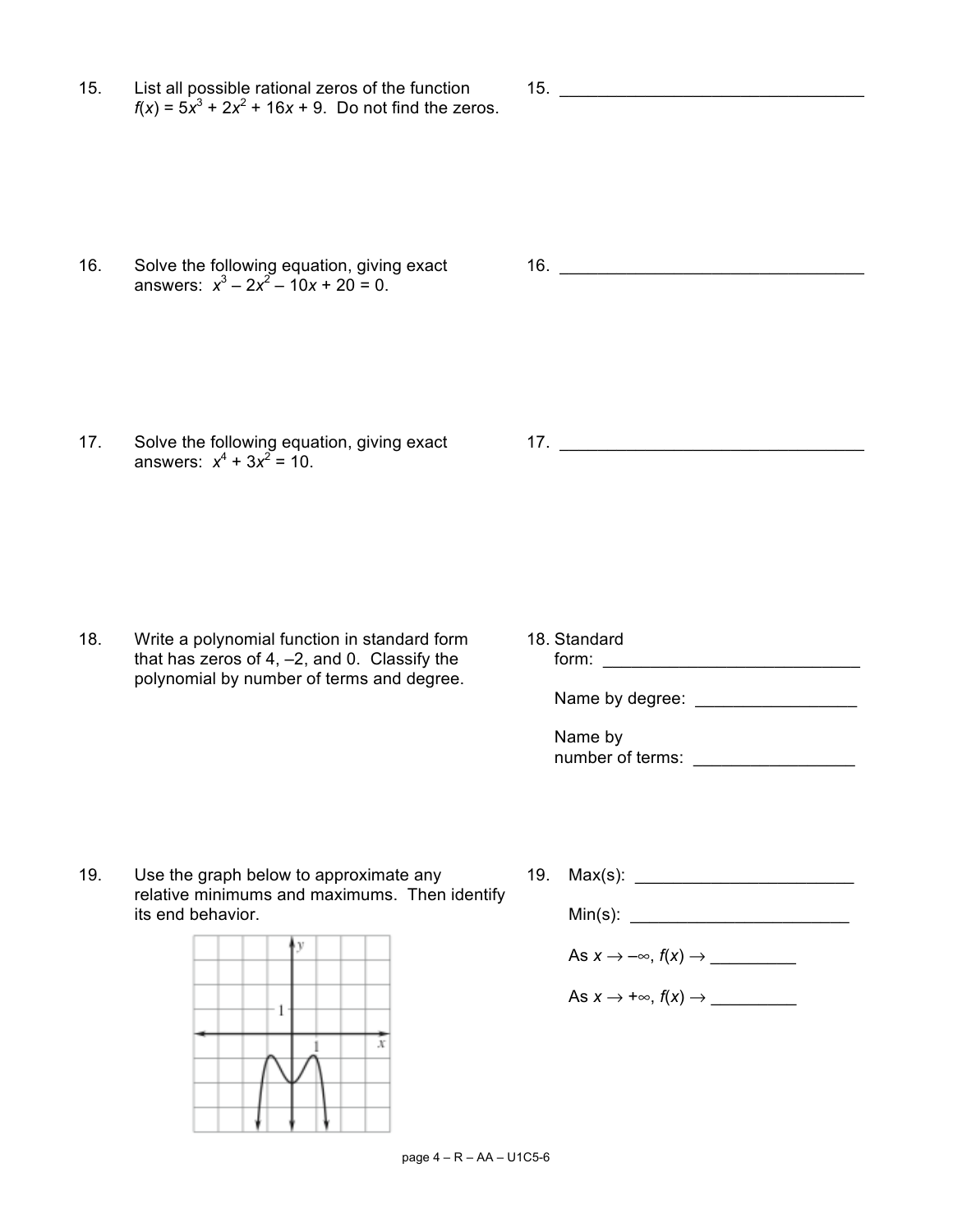15. List all possible rational zeros of the function $f(x) = 5x^3 + 2x^2 + 16x + 9$. Do not find the zeros.

15. ________________________________

16. Solve the following equation, giving exact answers: $x^3 - 2x^2 - 10x + 20 = 0$.

16. ________________________________

17. Solve the following equation, giving exact answers: $x^4 + 3x^2 = 10$.

17. ________________________________

18. Write a polynomial function in standard form that has zeros of 4, –2, and 0. Classify the polynomial by number of terms and degree.

18. Standard form: ___________________________

Name by degree: _________________

Name by number of terms: _________________

19. Use the graph below to approximate any relative minimums and maximums. Then identify its end behavior.

19. Max(s): _______________________

Min(s): _______________________

As $x \to -\infty$, $f(x) \to$ _________

As $x \to +\infty$, $f(x) \to$ _________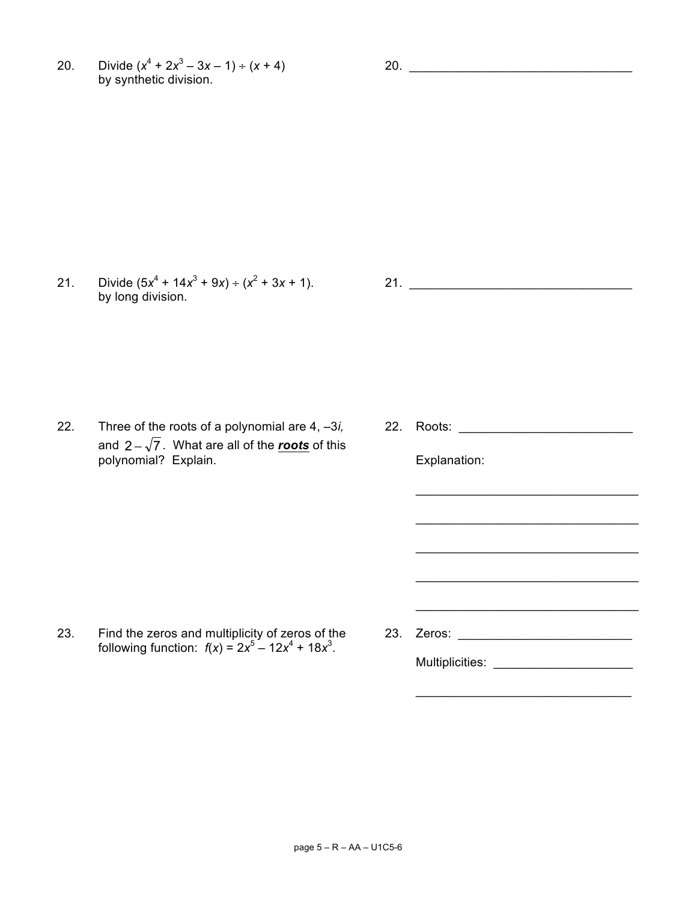20. Divide $(x^4 + 2x^3 - 3x - 1) \div (x + 4)$ by synthetic division.

20. ______________________________

21. Divide $(5x^4 + 14x^3 + 9x) \div (x^2 + 3x + 1)$. by long division.

21. ______________________________

22. Three of the roots of a polynomial are 4, $-3i$, and $2-\sqrt{7}$. What are all of the ***roots*** of this polynomial? Explain.

22. Roots: ________________________

Explanation:

______________________________

______________________________

______________________________

______________________________

______________________________

23. Find the zeros and multiplicity of zeros of the following function: $f(x) = 2x^5 - 12x^4 + 18x^3$.

23. Zeros: ________________________

Multiplicities: ____________________

______________________________